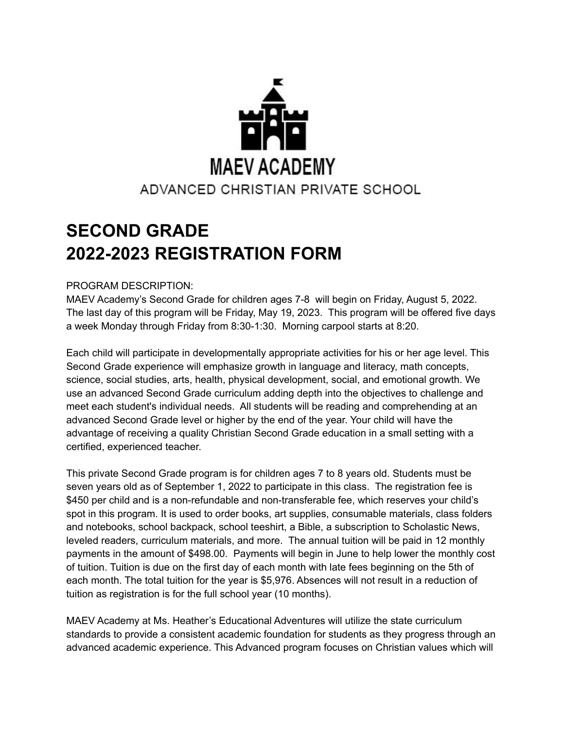MAEV ACADEMY

ADVANCED CHRISTIAN PRIVATE SCHOOL

# SECOND GRADE
# 2022-2023 REGISTRATION FORM

PROGRAM DESCRIPTION:
MAEV Academy's Second Grade for children ages 7-8 will begin on Friday, August 5, 2022. The last day of this program will be Friday, May 19, 2023. This program will be offered five days a week Monday through Friday from 8:30-1:30. Morning carpool starts at 8:20.

Each child will participate in developmentally appropriate activities for his or her age level. This Second Grade experience will emphasize growth in language and literacy, math concepts, science, social studies, arts, health, physical development, social, and emotional growth. We use an advanced Second Grade curriculum adding depth into the objectives to challenge and meet each student's individual needs. All students will be reading and comprehending at an advanced Second Grade level or higher by the end of the year. Your child will have the advantage of receiving a quality Christian Second Grade education in a small setting with a certified, experienced teacher.

This private Second Grade program is for children ages 7 to 8 years old. Students must be seven years old as of September 1, 2022 to participate in this class. The registration fee is $450 per child and is a non-refundable and non-transferable fee, which reserves your child's spot in this program. It is used to order books, art supplies, consumable materials, class folders and notebooks, school backpack, school teeshirt, a Bible, a subscription to Scholastic News, leveled readers, curriculum materials, and more. The annual tuition will be paid in 12 monthly payments in the amount of $498.00. Payments will begin in June to help lower the monthly cost of tuition. Tuition is due on the first day of each month with late fees beginning on the 5th of each month. The total tuition for the year is $5,976. Absences will not result in a reduction of tuition as registration is for the full school year (10 months).

MAEV Academy at Ms. Heather's Educational Adventures will utilize the state curriculum standards to provide a consistent academic foundation for students as they progress through an advanced academic experience. This Advanced program focuses on Christian values which will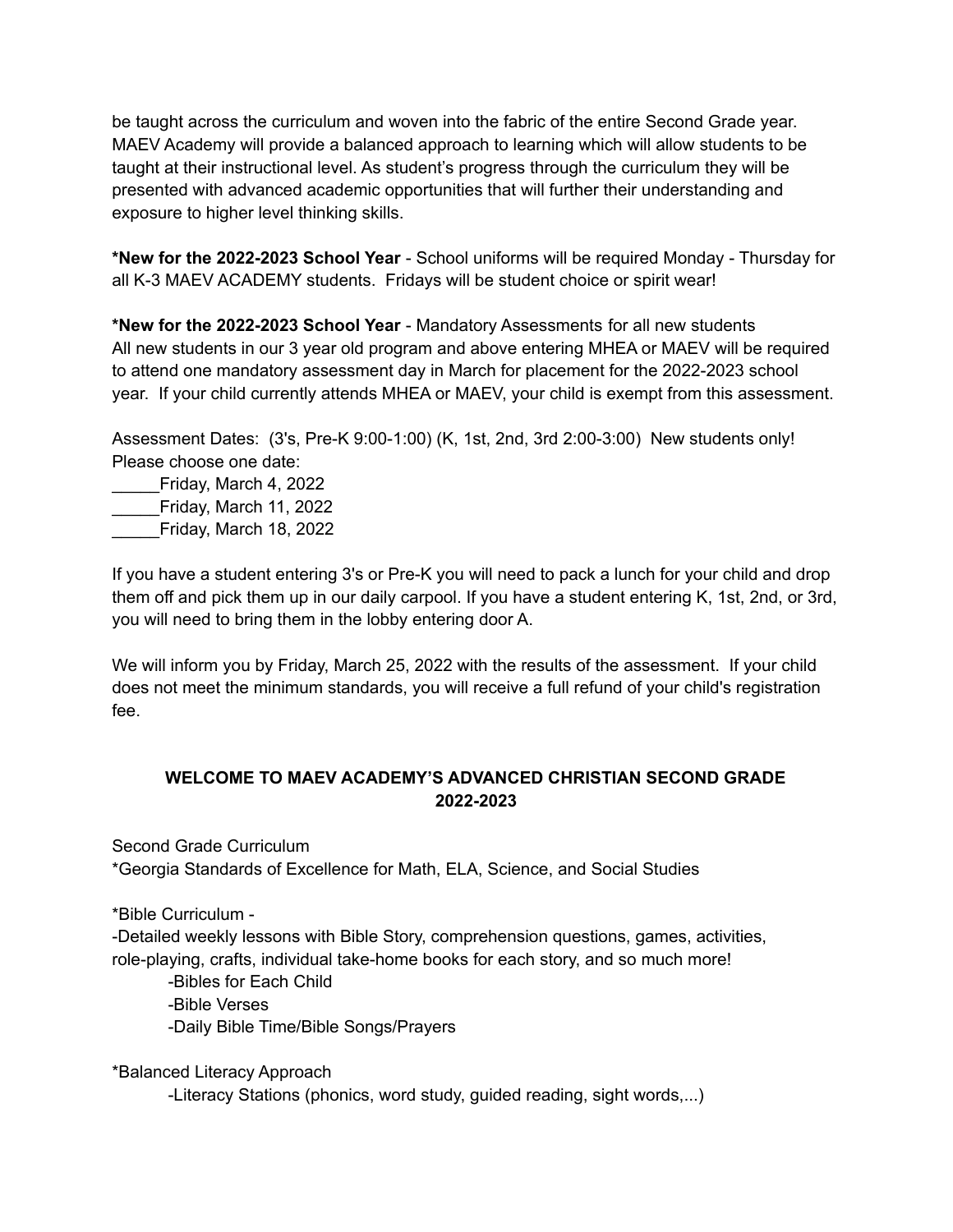be taught across the curriculum and woven into the fabric of the entire Second Grade year. MAEV Academy will provide a balanced approach to learning which will allow students to be taught at their instructional level. As student's progress through the curriculum they will be presented with advanced academic opportunities that will further their understanding and exposure to higher level thinking skills.

**\*New for the 2022-2023 School Year** - School uniforms will be required Monday - Thursday for all K-3 MAEV ACADEMY students. Fridays will be student choice or spirit wear!

**\*New for the 2022-2023 School Year** - Mandatory Assessments for all new students
All new students in our 3 year old program and above entering MHEA or MAEV will be required to attend one mandatory assessment day in March for placement for the 2022-2023 school year. If your child currently attends MHEA or MAEV, your child is exempt from this assessment.

Assessment Dates: (3's, Pre-K 9:00-1:00) (K, 1st, 2nd, 3rd 2:00-3:00) New students only!
Please choose one date:
_____Friday, March 4, 2022
_____Friday, March 11, 2022
_____Friday, March 18, 2022

If you have a student entering 3's or Pre-K you will need to pack a lunch for your child and drop them off and pick them up in our daily carpool. If you have a student entering K, 1st, 2nd, or 3rd, you will need to bring them in the lobby entering door A.

We will inform you by Friday, March 25, 2022 with the results of the assessment. If your child does not meet the minimum standards, you will receive a full refund of your child's registration fee.

## WELCOME TO MAEV ACADEMY'S ADVANCED CHRISTIAN SECOND GRADE 2022-2023

Second Grade Curriculum
*Georgia Standards of Excellence for Math, ELA, Science, and Social Studies

*Bible Curriculum -
-Detailed weekly lessons with Bible Story, comprehension questions, games, activities, role-playing, crafts, individual take-home books for each story, and so much more!
- -Bibles for Each Child
- -Bible Verses
- -Daily Bible Time/Bible Songs/Prayers

*Balanced Literacy Approach
- -Literacy Stations (phonics, word study, guided reading, sight words,...)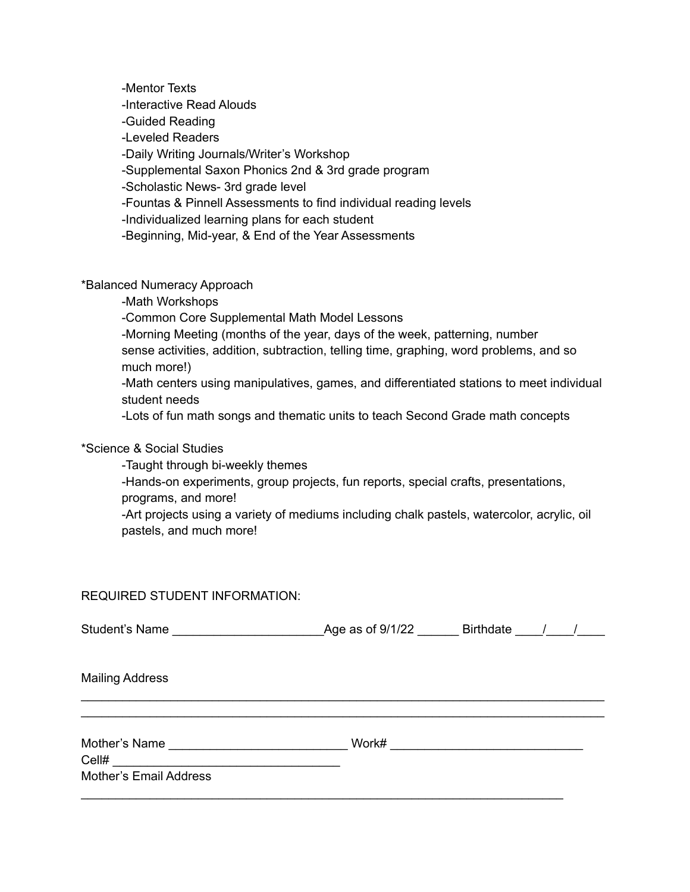-Mentor Texts
-Interactive Read Alouds
-Guided Reading
-Leveled Readers
-Daily Writing Journals/Writer's Workshop
-Supplemental Saxon Phonics 2nd & 3rd grade program
-Scholastic News- 3rd grade level
-Fountas & Pinnell Assessments to find individual reading levels
-Individualized learning plans for each student
-Beginning, Mid-year, & End of the Year Assessments

*Balanced Numeracy Approach
-Math Workshops
-Common Core Supplemental Math Model Lessons
-Morning Meeting (months of the year, days of the week, patterning, number sense activities, addition, subtraction, telling time, graphing, word problems, and so much more!)
-Math centers using manipulatives, games, and differentiated stations to meet individual student needs
-Lots of fun math songs and thematic units to teach Second Grade math concepts

*Science & Social Studies
-Taught through bi-weekly themes
-Hands-on experiments, group projects, fun reports, special crafts, presentations, programs, and more!
-Art projects using a variety of mediums including chalk pastels, watercolor, acrylic, oil pastels, and much more!

REQUIRED STUDENT INFORMATION:

Student's Name ______________________Age as of 9/1/22 ______ Birthdate ____/____/____

Mailing Address
_____________________________________________________________________________
_____________________________________________________________________________

Mother's Name __________________________ Work# ____________________________
Cell# _________________________________
Mother's Email Address
______________________________________________________________________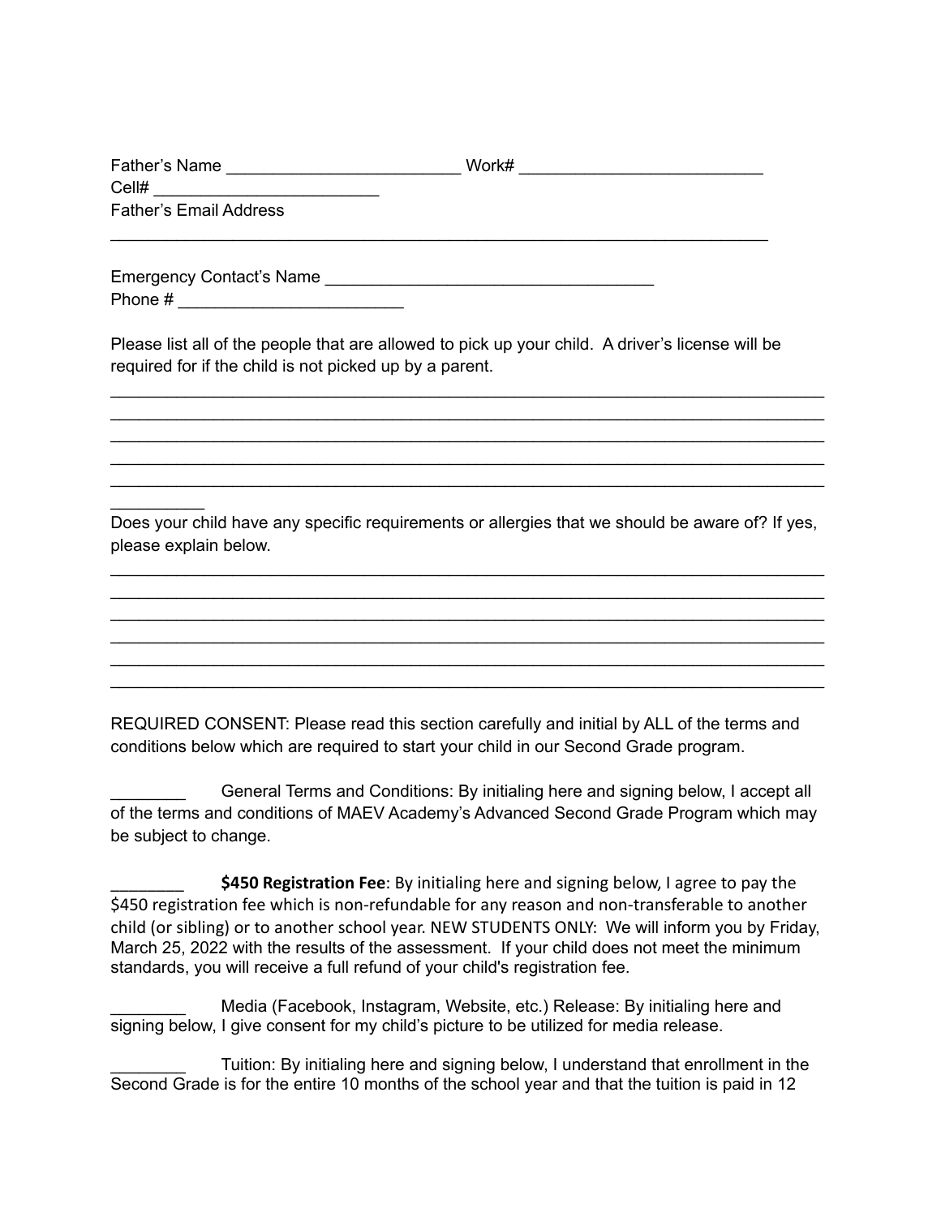Father's Name ________________________ Work# _________________________
Cell# ________________________
Father's Email Address
_________________________________________________________________________

Emergency Contact's Name ___________________________________
Phone # ________________________

Please list all of the people that are allowed to pick up your child. A driver's license will be required for if the child is not picked up by a parent.

_______________________________________________________________________________
_______________________________________________________________________________
_______________________________________________________________________________
_______________________________________________________________________________
_______________________________________________________________________________
__________

Does your child have any specific requirements or allergies that we should be aware of? If yes, please explain below.

_______________________________________________________________________________
_______________________________________________________________________________
_______________________________________________________________________________
_______________________________________________________________________________
_______________________________________________________________________________
_______________________________________________________________________________

REQUIRED CONSENT: Please read this section carefully and initial by ALL of the terms and conditions below which are required to start your child in our Second Grade program.

________ General Terms and Conditions: By initialing here and signing below, I accept all of the terms and conditions of MAEV Academy's Advanced Second Grade Program which may be subject to change.

________ **$450 Registration Fee**: By initialing here and signing below, I agree to pay the $450 registration fee which is non-refundable for any reason and non-transferable to another child (or sibling) or to another school year. NEW STUDENTS ONLY: We will inform you by Friday, March 25, 2022 with the results of the assessment. If your child does not meet the minimum standards, you will receive a full refund of your child's registration fee.

________ Media (Facebook, Instagram, Website, etc.) Release: By initialing here and signing below, I give consent for my child's picture to be utilized for media release.

________ Tuition: By initialing here and signing below, I understand that enrollment in the Second Grade is for the entire 10 months of the school year and that the tuition is paid in 12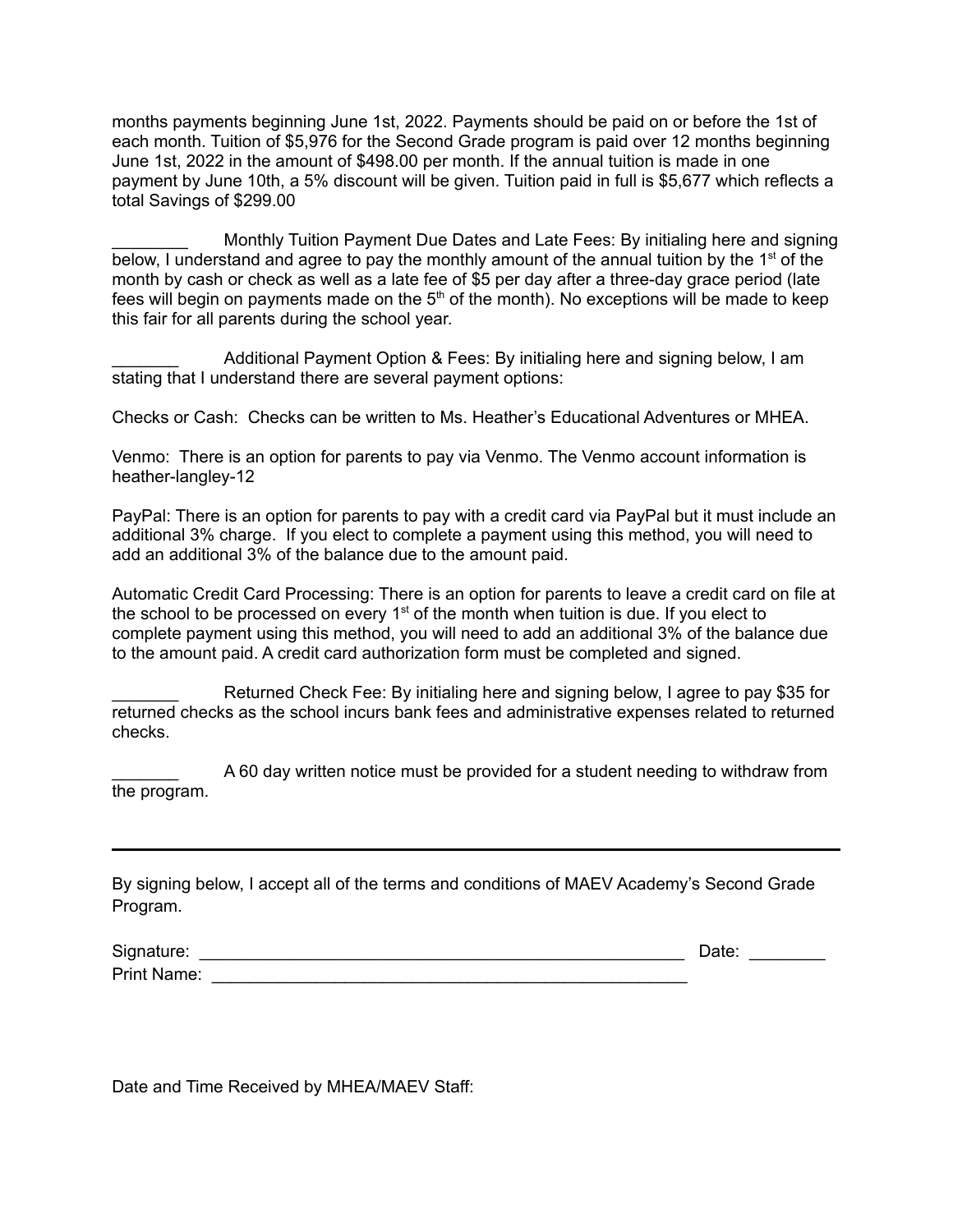months payments beginning June 1st, 2022. Payments should be paid on or before the 1st of each month. Tuition of $5,976 for the Second Grade program is paid over 12 months beginning June 1st, 2022 in the amount of $498.00 per month. If the annual tuition is made in one payment by June 10th, a 5% discount will be given. Tuition paid in full is $5,677 which reflects a total Savings of $299.00

________ Monthly Tuition Payment Due Dates and Late Fees: By initialing here and signing below, I understand and agree to pay the monthly amount of the annual tuition by the 1st of the month by cash or check as well as a late fee of $5 per day after a three-day grace period (late fees will begin on payments made on the 5th of the month). No exceptions will be made to keep this fair for all parents during the school year.

_______ Additional Payment Option & Fees: By initialing here and signing below, I am stating that I understand there are several payment options:

Checks or Cash: Checks can be written to Ms. Heather's Educational Adventures or MHEA.

Venmo: There is an option for parents to pay via Venmo. The Venmo account information is heather-langley-12

PayPal: There is an option for parents to pay with a credit card via PayPal but it must include an additional 3% charge. If you elect to complete a payment using this method, you will need to add an additional 3% of the balance due to the amount paid.

Automatic Credit Card Processing: There is an option for parents to leave a credit card on file at the school to be processed on every 1st of the month when tuition is due. If you elect to complete payment using this method, you will need to add an additional 3% of the balance due to the amount paid. A credit card authorization form must be completed and signed.

_______ Returned Check Fee: By initialing here and signing below, I agree to pay $35 for returned checks as the school incurs bank fees and administrative expenses related to returned checks.

_______ A 60 day written notice must be provided for a student needing to withdraw from the program.

---

By signing below, I accept all of the terms and conditions of MAEV Academy's Second Grade Program.

Signature: ______________________________________________________ Date: ________

Print Name: _____________________________________________________

Date and Time Received by MHEA/MAEV Staff: